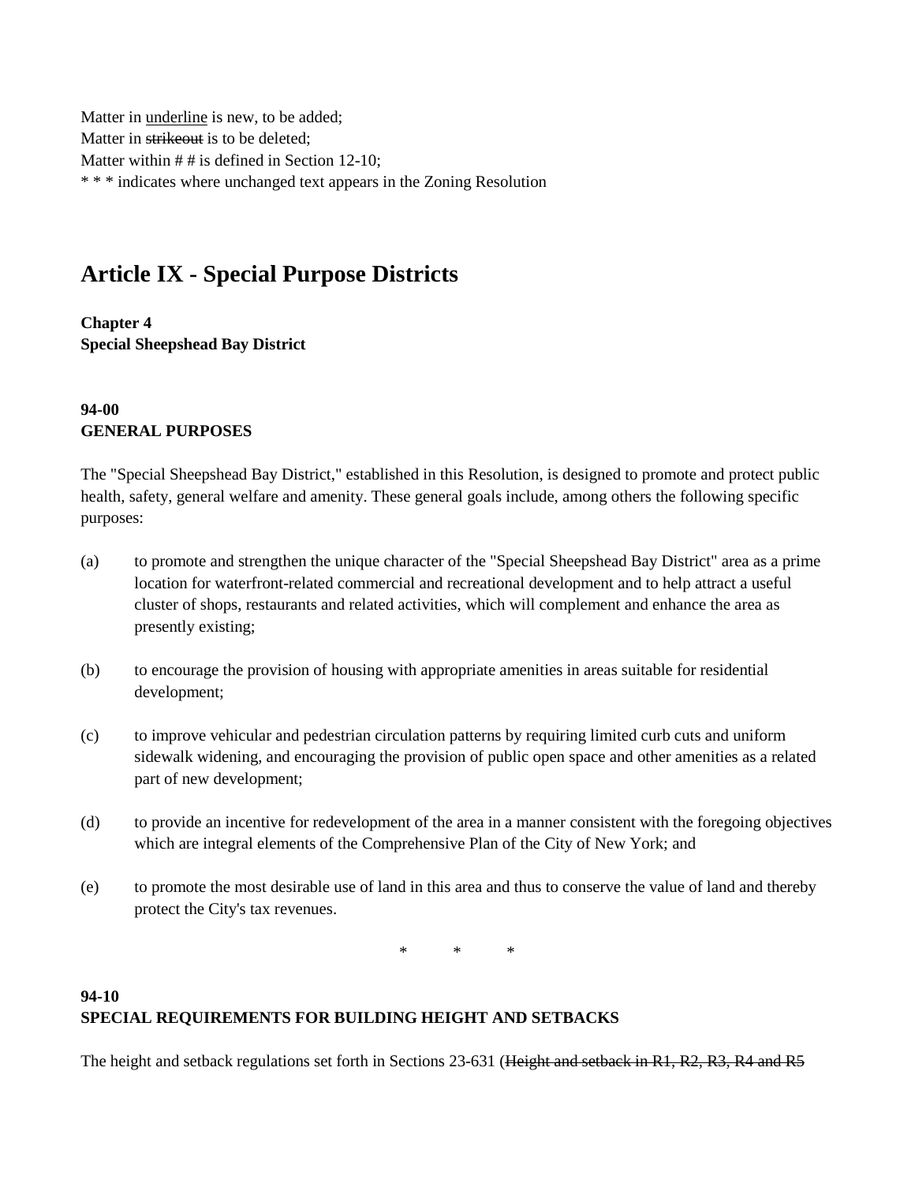Matter in <u>underline</u> is new, to be added;
Matter in ~~strikeout~~ is to be deleted;
Matter within # # is defined in Section 12-10;
* * * indicates where unchanged text appears in the Zoning Resolution

# Article IX - Special Purpose Districts

**Chapter 4**
**Special Sheepshead Bay District**

**94-00**
**GENERAL PURPOSES**

The "Special Sheepshead Bay District," established in this Resolution, is designed to promote and protect public health, safety, general welfare and amenity. These general goals include, among others the following specific purposes:

(a) to promote and strengthen the unique character of the "Special Sheepshead Bay District" area as a prime location for waterfront-related commercial and recreational development and to help attract a useful cluster of shops, restaurants and related activities, which will complement and enhance the area as presently existing;

(b) to encourage the provision of housing with appropriate amenities in areas suitable for residential development;

(c) to improve vehicular and pedestrian circulation patterns by requiring limited curb cuts and uniform sidewalk widening, and encouraging the provision of public open space and other amenities as a related part of new development;

(d) to provide an incentive for redevelopment of the area in a manner consistent with the foregoing objectives which are integral elements of the Comprehensive Plan of the City of New York; and

(e) to promote the most desirable use of land in this area and thus to conserve the value of land and thereby protect the City's tax revenues.

\* \* \*

**94-10**
**SPECIAL REQUIREMENTS FOR BUILDING HEIGHT AND SETBACKS**

The height and setback regulations set forth in Sections 23-631 (~~Height and setback in R1, R2, R3, R4 and R5~~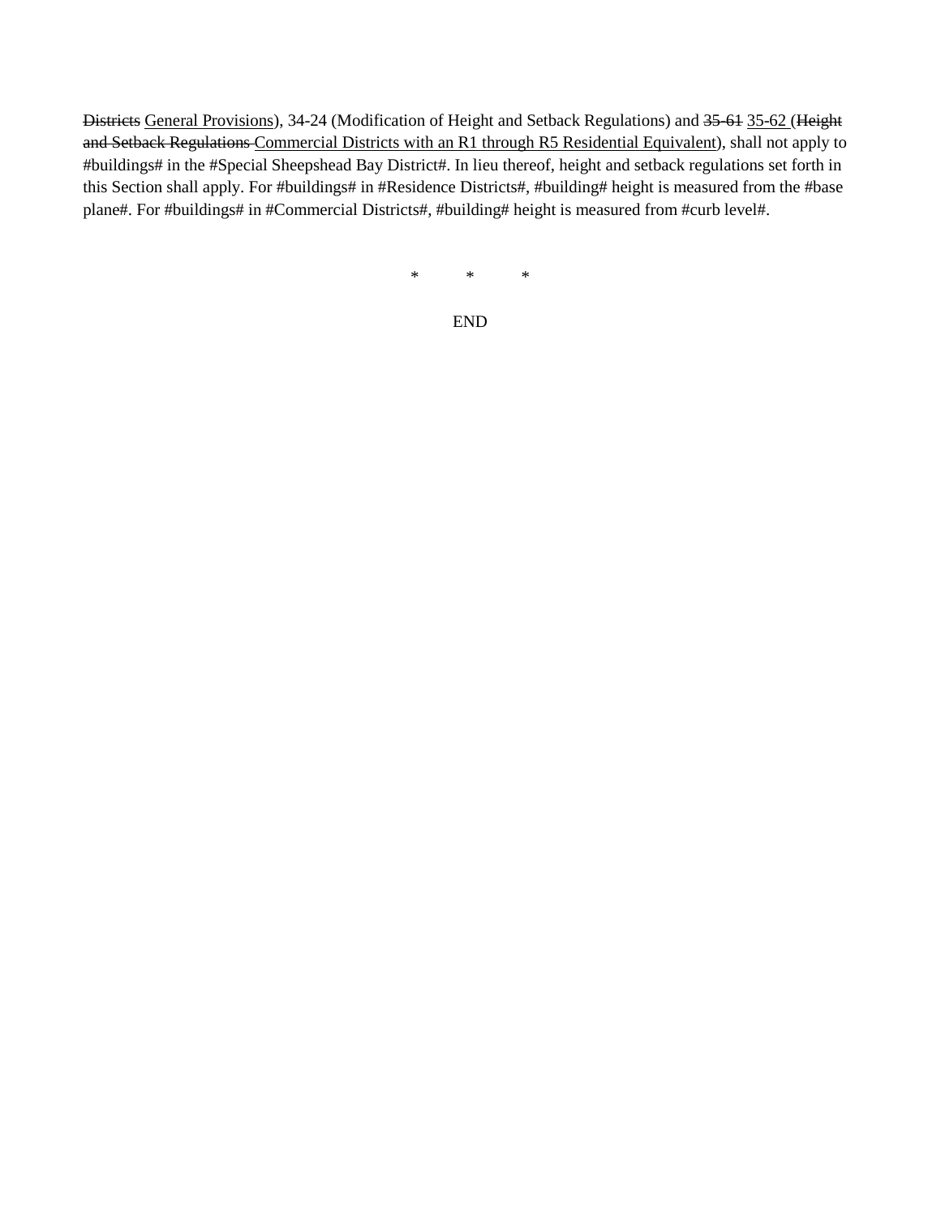~~Districts~~ <u>General Provisions</u>), 34-24 (Modification of Height and Setback Regulations) and ~~35-61~~ <u>35-62</u> (~~Height and Setback Regulations~~ <u>Commercial Districts with an R1 through R5 Residential Equivalent</u>), shall not apply to #buildings# in the #Special Sheepshead Bay District#. In lieu thereof, height and setback regulations set forth in this Section shall apply. For #buildings# in #Residence Districts#, #building# height is measured from the #base plane#. For #buildings# in #Commercial Districts#, #building# height is measured from #curb level#.

\*  \*  \*

END